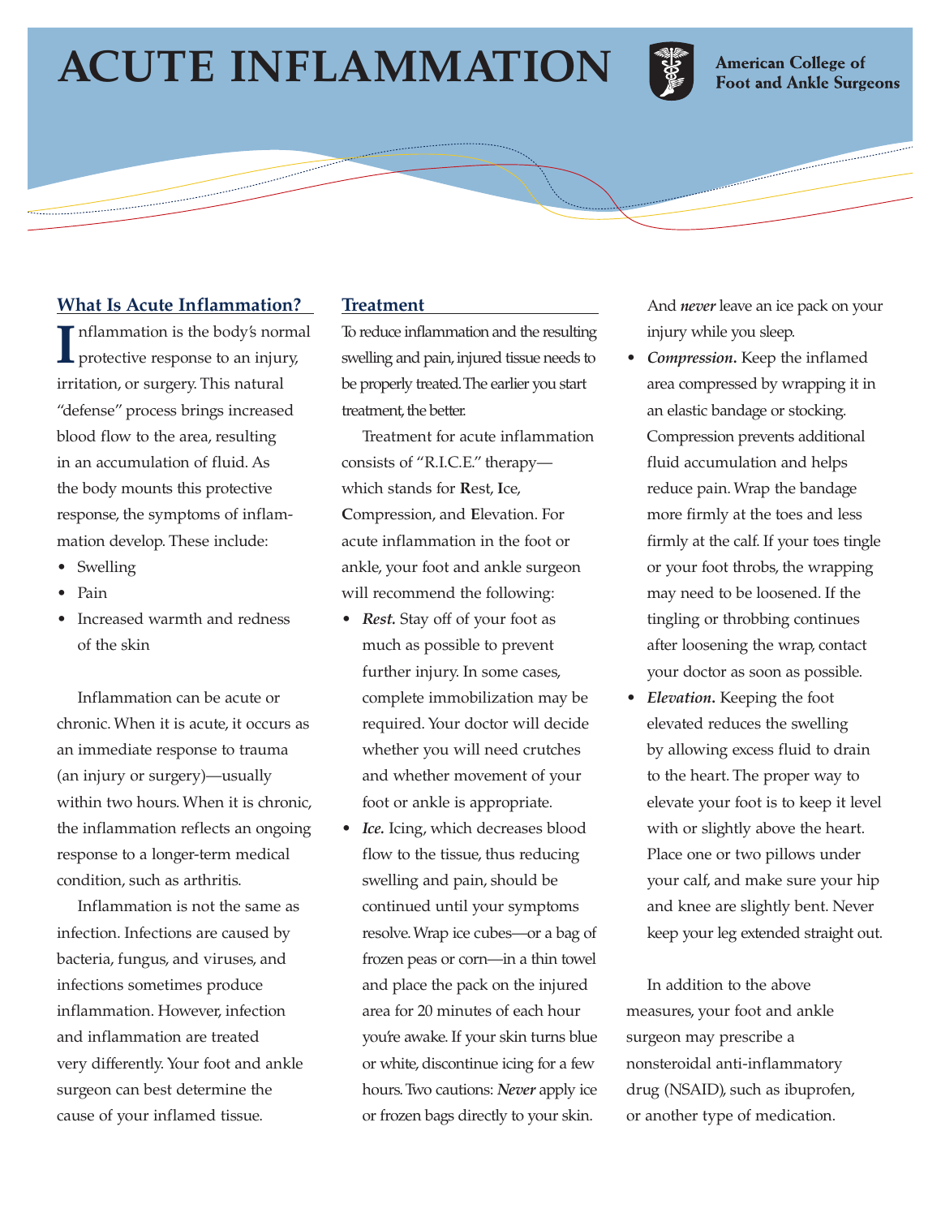# ACUTE INFLAMMATION

American College of Foot and Ankle Surgeons

## What Is Acute Inflammation?

Inflammation is the body's normal protective response to an injury, irritation, or surgery. This natural "defense" process brings increased blood flow to the area, resulting in an accumulation of fluid. As the body mounts this protective response, the symptoms of inflammation develop. These include:

- Swelling
- Pain
- Increased warmth and redness of the skin

Inflammation can be acute or chronic. When it is acute, it occurs as an immediate response to trauma (an injury or surgery)—usually within two hours. When it is chronic, the inflammation reflects an ongoing response to a longer-term medical condition, such as arthritis.

Inflammation is not the same as infection. Infections are caused by bacteria, fungus, and viruses, and infections sometimes produce inflammation. However, infection and inflammation are treated very differently. Your foot and ankle surgeon can best determine the cause of your inflamed tissue.

## Treatment

To reduce inflammation and the resulting swelling and pain, injured tissue needs to be properly treated. The earlier you start treatment, the better.

Treatment for acute inflammation consists of "R.I.C.E." therapy—which stands for **R**est, **I**ce, **C**ompression, and **E**levation. For acute inflammation in the foot or ankle, your foot and ankle surgeon will recommend the following:

- ***Rest.*** Stay off of your foot as much as possible to prevent further injury. In some cases, complete immobilization may be required. Your doctor will decide whether you will need crutches and whether movement of your foot or ankle is appropriate.
- ***Ice.*** Icing, which decreases blood flow to the tissue, thus reducing swelling and pain, should be continued until your symptoms resolve. Wrap ice cubes—or a bag of frozen peas or corn—in a thin towel and place the pack on the injured area for 20 minutes of each hour you're awake. If your skin turns blue or white, discontinue icing for a few hours. Two cautions: ***Never*** apply ice or frozen bags directly to your skin. And ***never*** leave an ice pack on your injury while you sleep.
- ***Compression.*** Keep the inflamed area compressed by wrapping it in an elastic bandage or stocking. Compression prevents additional fluid accumulation and helps reduce pain. Wrap the bandage more firmly at the toes and less firmly at the calf. If your toes tingle or your foot throbs, the wrapping may need to be loosened. If the tingling or throbbing continues after loosening the wrap, contact your doctor as soon as possible.
- ***Elevation.*** Keeping the foot elevated reduces the swelling by allowing excess fluid to drain to the heart. The proper way to elevate your foot is to keep it level with or slightly above the heart. Place one or two pillows under your calf, and make sure your hip and knee are slightly bent. Never keep your leg extended straight out.

In addition to the above measures, your foot and ankle surgeon may prescribe a nonsteroidal anti-inflammatory drug (NSAID), such as ibuprofen, or another type of medication.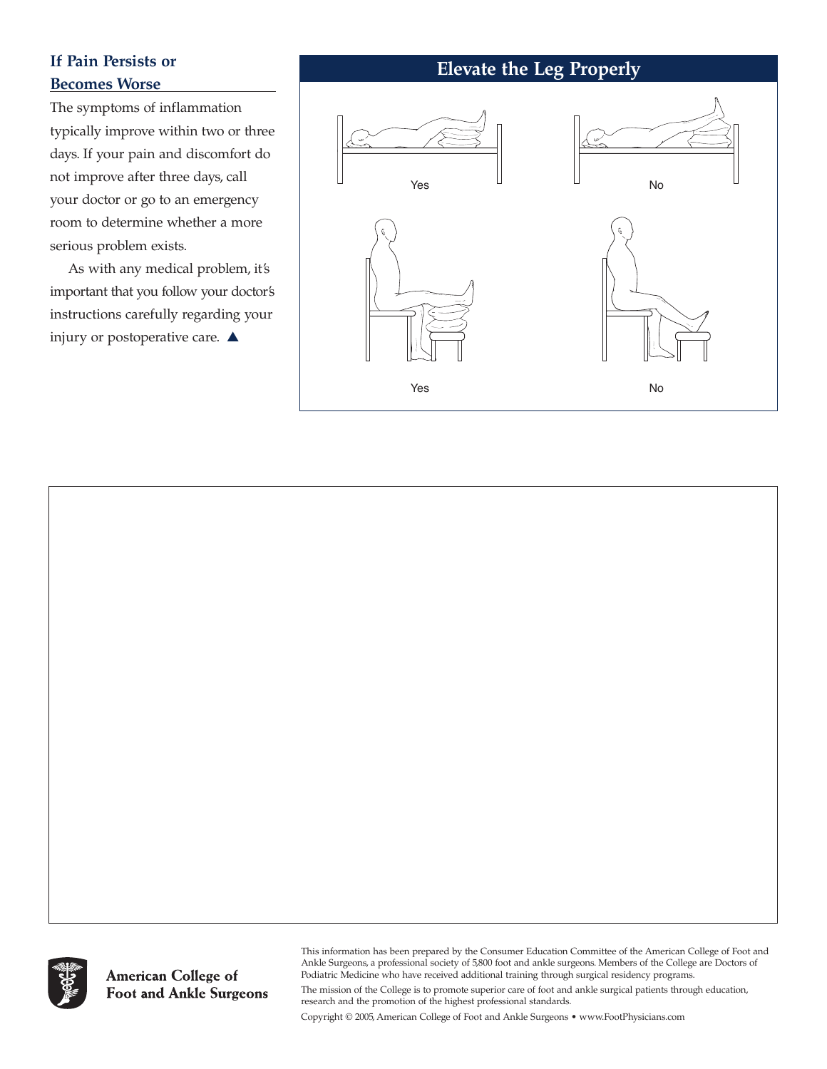## If Pain Persists or Becomes Worse

The symptoms of inflammation typically improve within two or three days. If your pain and discomfort do not improve after three days, call your doctor or go to an emergency room to determine whether a more serious problem exists.

As with any medical problem, it's important that you follow your doctor's instructions carefully regarding your injury or postoperative care. ▲

## Elevate the Leg Properly

Yes

No

Yes

No

**American College of Foot and Ankle Surgeons**

This information has been prepared by the Consumer Education Committee of the American College of Foot and Ankle Surgeons, a professional society of 5,800 foot and ankle surgeons. Members of the College are Doctors of Podiatric Medicine who have received additional training through surgical residency programs.

The mission of the College is to promote superior care of foot and ankle surgical patients through education, research and the promotion of the highest professional standards.

Copyright © 2005, American College of Foot and Ankle Surgeons • www.FootPhysicians.com